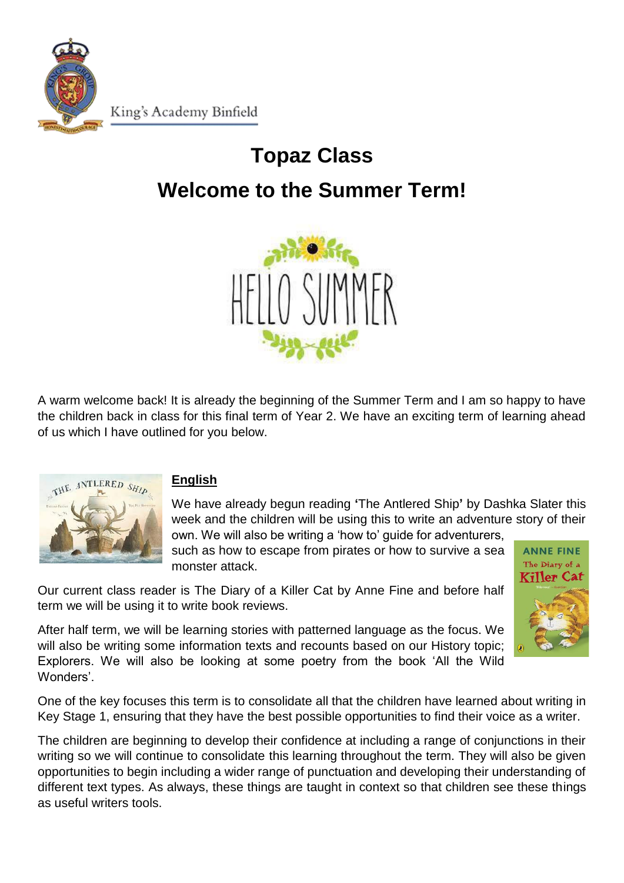King's Academy Binfield

# Topaz Class

# Welcome to the Summer Term!

A warm welcome back! It is already the beginning of the Summer Term and I am so happy to have the children back in class for this final term of Year 2. We have an exciting term of learning ahead of us which I have outlined for you below.

## English

We have already begun reading **'**The Antlered Ship**'** by Dashka Slater this week and the children will be using this to write an adventure story of their own. We will also be writing a 'how to' guide for adventurers, such as how to escape from pirates or how to survive a sea monster attack.

Our current class reader is The Diary of a Killer Cat by Anne Fine and before half term we will be using it to write book reviews.

After half term, we will be learning stories with patterned language as the focus. We will also be writing some information texts and recounts based on our History topic; Explorers. We will also be looking at some poetry from the book 'All the Wild Wonders'.

One of the key focuses this term is to consolidate all that the children have learned about writing in Key Stage 1, ensuring that they have the best possible opportunities to find their voice as a writer.

The children are beginning to develop their confidence at including a range of conjunctions in their writing so we will continue to consolidate this learning throughout the term. They will also be given opportunities to begin including a wider range of punctuation and developing their understanding of different text types. As always, these things are taught in context so that children see these things as useful writers tools.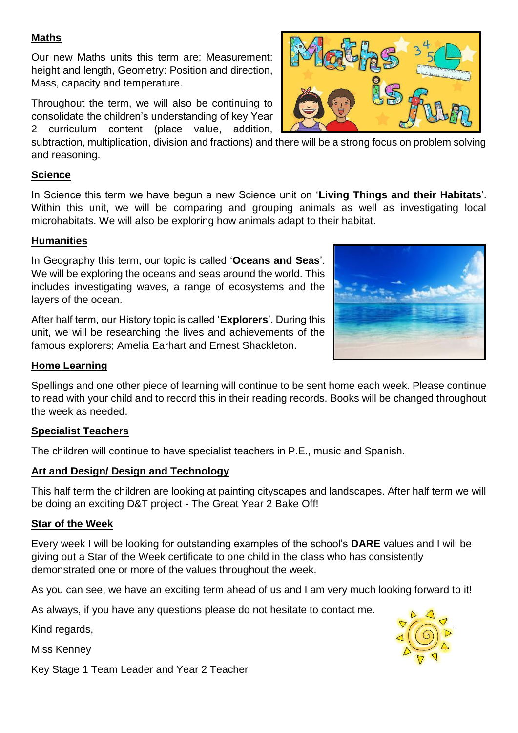## Maths

Our new Maths units this term are: Measurement: height and length, Geometry: Position and direction, Mass, capacity and temperature.

Throughout the term, we will also be continuing to consolidate the children's understanding of key Year 2 curriculum content (place value, addition, subtraction, multiplication, division and fractions) and there will be a strong focus on problem solving and reasoning.

## Science

In Science this term we have begun a new Science unit on '**Living Things and their Habitats**'. Within this unit, we will be comparing and grouping animals as well as investigating local microhabitats. We will also be exploring how animals adapt to their habitat.

## Humanities

In Geography this term, our topic is called '**Oceans and Seas**'. We will be exploring the oceans and seas around the world. This includes investigating waves, a range of ecosystems and the layers of the ocean.

After half term, our History topic is called '**Explorers**'. During this unit, we will be researching the lives and achievements of the famous explorers; Amelia Earhart and Ernest Shackleton.

## Home Learning

Spellings and one other piece of learning will continue to be sent home each week. Please continue to read with your child and to record this in their reading records. Books will be changed throughout the week as needed.

## Specialist Teachers

The children will continue to have specialist teachers in P.E., music and Spanish.

## Art and Design/ Design and Technology

This half term the children are looking at painting cityscapes and landscapes. After half term we will be doing an exciting D&T project - The Great Year 2 Bake Off!

## Star of the Week

Every week I will be looking for outstanding examples of the school's **DARE** values and I will be giving out a Star of the Week certificate to one child in the class who has consistently demonstrated one or more of the values throughout the week.

As you can see, we have an exciting term ahead of us and I am very much looking forward to it!

As always, if you have any questions please do not hesitate to contact me.

Kind regards,

Miss Kenney

Key Stage 1 Team Leader and Year 2 Teacher